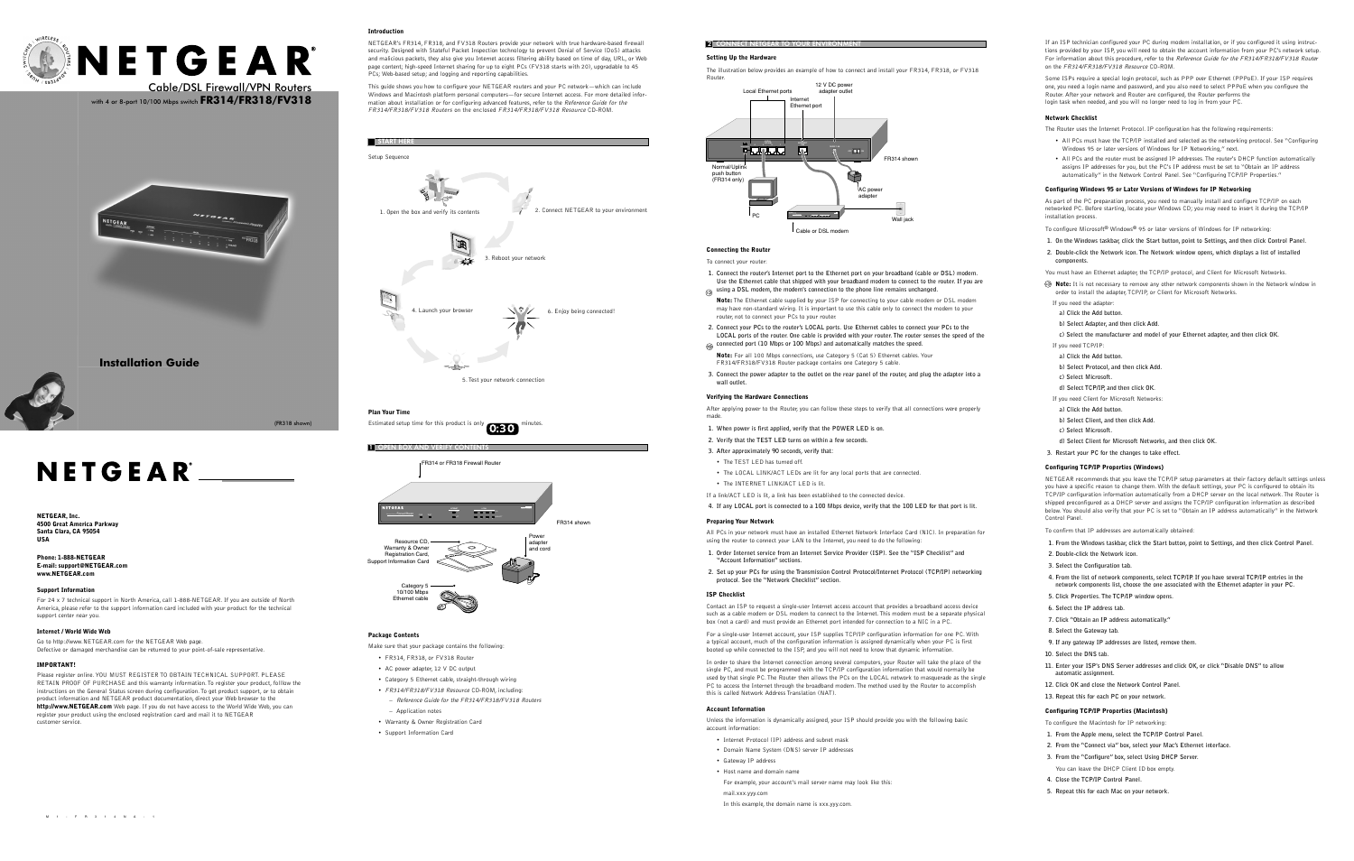# NETGEAR®

## Cable/DSL Firewall/VPN Routers

with 4 or 8-port 10/100 Mbps switch **FR314/FR318/FV318**

(FR318 shown)

## Installation Guide

# NETGEAR®

**NETGEAR, Inc.**
**4500 Great America Parkway**
**Santa Clara, CA 95054**
**USA**

**Phone: 1-888-NETGEAR**
**E-mail: support@NETGEAR.com**
**www.NETGEAR.com**

### Support Information

For 24 x 7 technical support in North America, call 1-888-NETGEAR. If you are outside of North America, please refer to the support information card included with your product for the technical support center near you.

### Internet / World Wide Web

Go to http://www.NETGEAR.com for the NETGEAR Web page.
Defective or damaged merchandise can be returned to your point-of-sale representative.

### IMPORTANT!

Please register online. YOU MUST REGISTER TO OBTAIN TECHNICAL SUPPORT. PLEASE RETAIN PROOF OF PURCHASE and this warranty information. To register your product, follow the instructions on the General Status screen during configuration. To get product support, or to obtain product information and NETGEAR product documentation, direct your Web browser to the **http://www.NETGEAR.com** Web page. If you do not have access to the World Wide Web, you can register your product using the enclosed registration card and mail it to NETGEAR customer service.

### Introduction

NETGEAR's FR314, FR318, and FV318 Routers provide your network with true hardware-based firewall security. Designed with Stateful Packet Inspection technology to prevent Denial of Service (DoS) attacks and malicious packets, they also give you Internet access filtering ability based on time of day, URL, or Web page content; high-speed Internet sharing for up to eight PCs (FV318 starts with 20), upgradable to 45 PCs; Web-based setup; and logging and reporting capabilities.

This guide shows you how to configure your NETGEAR routers and your PC network—which can include Windows and Macintosh platform personal computers—for secure Internet access. For more detailed information about installation or for configuring advanced features, refer to the *Reference Guide for the FR314/FR318/FV318 Routers* on the enclosed *FR314/FR318/FV318 Resource* CD-ROM.

## START HERE

Setup Sequence

1. Open the box and verify its contents
2. Connect NETGEAR to your environment
3. Reboot your network
4. Launch your browser
5. Test your network connection
6. Enjoy being connected!

### Plan Your Time

Estimated setup time for this product is only **0:30** minutes.

## 1 OPEN BOX AND VERIFY CONTENTS

FR314 or FR318 Firewall Router

FR314 shown

Resource CD, Warranty & Owner Registration Card, Support Information Card

Power adapter and cord

Category 5 10/100 Mbps Ethernet cable

### Package Contents

Make sure that your package contains the following:

- FR314, FR318, or FV318 Router
- AC power adapter, 12 V DC output
- Category 5 Ethernet cable, straight-through wiring
- *FR314/FR318/FV318 Resource* CD-ROM, including:
  - *Reference Guide for the FR314/FR318/FV318 Routers*
  - Application notes
- Warranty & Owner Registration Card
- Support Information Card

## 2 CONNECT NETGEAR TO YOUR ENVIRONMENT

### Setting Up the Hardware

The illustration below provides an example of how to connect and install your FR314, FR318, or FV318 Router.

Local Ethernet ports — 12 V DC power adapter outlet — Internet Ethernet port — Normal/Uplink push button (FR314 only) — FR314 shown — PC — AC power adapter — Wall jack — Cable or DSL modem

### Connecting the Router

To connect your router:

1. **Connect the router's Internet port to the Ethernet port on your broadband (cable or DSL) modem. Use the Ethernet cable that shipped with your broadband modem to connect to the router. If you are using a DSL modem, the modem's connection to the phone line remains unchanged.**

   **Note:** The Ethernet cable supplied by your ISP for connecting to your cable modem or DSL modem may have non-standard wiring. It is important to use this cable only to connect the modem to your router, not to connect your PCs to your router.

2. **Connect your PCs to the router's LOCAL ports. Use Ethernet cables to connect your PCs to the LOCAL ports of the router. One cable is provided with your router. The router senses the speed of the connected port (10 Mbps or 100 Mbps) and automatically matches the speed.**

   **Note:** For all 100 Mbps connections, use Category 5 (Cat 5) Ethernet cables. Your FR314/FR318/FV318 Router package contains one Category 5 cable.

3. **Connect the power adapter to the outlet on the rear panel of the router, and plug the adapter into a wall outlet.**

### Verifying the Hardware Connections

After applying power to the Router, you can follow these steps to verify that all connections were properly made.

1. **When power is first applied, verify that the POWER LED is on.**
2. **Verify that the TEST LED turns on within a few seconds.**
3. **After approximately 90 seconds, verify that:**
   - The TEST LED has turned off.
   - The LOCAL LINK/ACT LEDs are lit for any local ports that are connected.
   - The INTERNET LINK/ACT LED is lit.

If a link/ACT LED is lit, a link has been established to the connected device.

4. **If any LOCAL port is connected to a 100 Mbps device, verify that the 100 LED for that port is lit.**

### Preparing Your Network

All PCs in your network must have an installed Ethernet Network Interface Card (NIC). In preparation for using the router to connect your LAN to the Internet, you need to do the following:

1. **Order Internet service from an Internet Service Provider (ISP). See the "ISP Checklist" and "Account Information" sections.**
2. **Set up your PCs for using the Transmission Control Protocol/Internet Protocol (TCP/IP) networking protocol. See the "Network Checklist" section.**

### ISP Checklist

Contact an ISP to request a single-user Internet access account that provides a broadband access device such as a cable modem or DSL modem to connect to the Internet. This modem must be a separate physical box (not a card) and must provide an Ethernet port intended for connection to a NIC in a PC.

For a single-user Internet account, your ISP supplies TCP/IP configuration information for one PC. With a typical account, much of the configuration information is assigned dynamically when your PC is first booted up with connected to the ISP, and you will not need to know that dynamic information.

In order to share the Internet connection among several computers, your Router will take the place of the single PC, and must be programmed with the TCP/IP configuration information that would normally be used by that single PC. The Router then allows the PCs on the LOCAL network to masquerade as the single PC to access the Internet through the broadband modem. The method used by the Router to accomplish this is called Network Address Translation (NAT).

### Account Information

Unless the information is dynamically assigned, your ISP should provide you with the following basic account information:

- Internet Protocol (IP) address and subnet mask
- Domain Name System (DNS) server IP addresses
- Gateway IP address
- Host name and domain name

  For example, your account's mail server name may look like this:

  mail.xxx.yyy.com

  In this example, the domain name is xxx.yyy.com.

If an ISP technician configured your PC during modem installation, or if you configured it using instructions provided by your ISP, you will need to obtain the account information from your PC's network setup. For information about this procedure, refer to the *Reference Guide for the FR314/FR318/FV318 Router* on the *FR314/FR318/FV318 Resource* CD-ROM.

Some ISPs require a special login protocol, such as PPP over Ethernet (PPPoE). If your ISP requires one, you need a login name and password, and you also need to select PPPoE when you configure the Router. After your network and Router are configured, the Router performs the login task when needed, and you will no longer need to log in from your PC.

### Network Checklist

The Router uses the Internet Protocol. IP configuration has the following requirements:

- All PCs must have the TCP/IP installed and selected as the networking protocol. See "Configuring Windows 95 or later versions of Windows for IP Networking," next.
- All PCs and the router must be assigned IP addresses. The router's DHCP function automatically assigns IP addresses for you, but the PC's IP address must be set to "Obtain an IP address automatically" in the Network Control Panel. See "Configuring TCP/IP Properties."

### Configuring Windows 95 or Later Versions of Windows for IP Networking

As part of the PC preparation process, you need to manually install and configure TCP/IP on each networked PC. Before starting, locate your Windows CD; you may need to insert it during the TCP/IP installation process.

To configure Microsoft® Windows® 95 or later versions of Windows for IP networking:

1. **On the Windows taskbar, click the Start button, point to Settings, and then click Control Panel.**
2. **Double-click the Network icon. The Network window opens, which displays a list of installed components.**

You must have an Ethernet adapter, the TCP/IP protocol, and Client for Microsoft Networks.

**Note:** It is not necessary to remove any other network components shown in the Network window in order to install the adapter, TCP/IP, or Client for Microsoft Networks.

If you need the adapter:

a) **Click the Add button.**

b) **Select Adapter, and then click Add.**

c) **Select the manufacturer and model of your Ethernet adapter, and then click OK.**

If you need TCP/IP:

a) **Click the Add button.**

b) **Select Protocol, and then click Add.**

c) **Select Microsoft.**

d) **Select TCP/IP, and then click OK.**

If you need Client for Microsoft Networks:

a) **Click the Add button.**

b) **Select Client, and then click Add.**

c) **Select Microsoft.**

d) **Select Client for Microsoft Networks, and then click OK.**

3. **Restart your PC for the changes to take effect.**

### Configuring TCP/IP Properties (Windows)

NETGEAR recommends that you leave the TCP/IP setup parameters at their factory default settings unless you have a specific reason to change them. With the default settings, your PC is configured to obtain its TCP/IP configuration information automatically from a DHCP server on the local network. The Router is shipped preconfigured as a DHCP server and assigns the TCP/IP configuration information as described below. You should also verify that your PC is set to "Obtain an IP address automatically" in the Network Control Panel.

To confirm that IP addresses are automatically obtained:

1. **From the Windows taskbar, click the Start button, point to Settings, and then click Control Panel.**
2. **Double-click the Network icon.**
3. **Select the Configuration tab.**
4. **From the list of network components, select TCP/IP. If you have several TCP/IP entries in the network components list, choose the one associated with the Ethernet adapter in your PC.**
5. **Click Properties. The TCP/IP window opens.**
6. **Select the IP address tab.**
7. **Click "Obtain an IP address automatically."**
8. **Select the Gateway tab.**
9. **If any gateway IP addresses are listed, remove them.**
10. **Select the DNS tab.**
11. **Enter your ISP's DNS Server addresses and click OK, or click "Disable DNS" to allow automatic assignment.**
12. **Click OK and close the Network Control Panel.**
13. **Repeat this for each PC on your network.**

### Configuring TCP/IP Properties (Macintosh)

To configure the Macintosh for IP networking:

1. **From the Apple menu, select the TCP/IP Control Panel.**
2. **From the "Connect via" box, select your Mac's Ethernet interface.**
3. **From the "Configure" box, select Using DHCP Server.**

   You can leave the DHCP Client ID box empty.

4. **Close the TCP/IP Control Panel.**
5. **Repeat this for each Mac on your network.**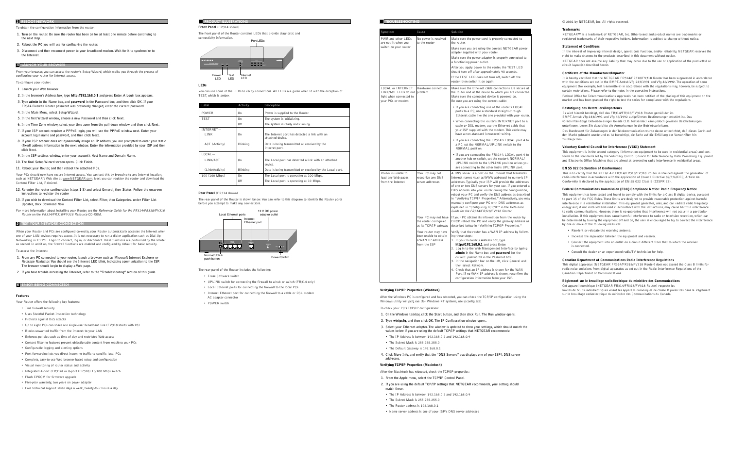## 3 REBOOT NETWORK

To obtain the configuration information from the router:

1. **Turn on the router. Be sure the router has been on for at least one minute before continuing to the next step.**
2. **Reboot the PC you will use for configuring the router.**
3. **Disconnect and then reconnect power to your broadband modem. Wait for it to synchronize to the Internet.**

## 4 LAUNCH YOUR BROWSER

From your browser, you can access the router's Setup Wizard, which walks you through the process of configuring your router for Internet access.

To configure your router:

1. **Launch your Web browser.**
2. **In the browser's Address box, type http://192.168.0.1 and press Enter. A Login box appears.**
3. **Type admin in the Name box, and password in the Password box, and then click OK. If your FR314 Firewall Router password was previously changed, enter the current password.**
4. **In the Main Menu, select Setup Wizard.**
5. **In the first Wizard window, choose a new Password and then click Next.**
6. **In the Time Zone window, select your time zone from the pull-down window and then click Next.**
7. **If your ISP account requires a PPPoE login, you will see the PPPoE window next. Enter your account login name and password, and then click Next.**
8. **If your ISP account does not dynamically assign an IP address, you are prompted to enter your static (fixed) address information in the next window. Enter the information provided by your ISP and then click Next.**
9. **In the ISP settings window, enter your account's Host Name and Domain Name.**
10. **The final Setup Wizard screen opens. Click Finish.**
11. **Reboot your Router, and then reboot the attached PCs.**

Your PCs should now have secure Internet access. You can test this by browsing to any Internet location, such as NETGEAR's Web site at www.NETGEAR.com. Next you can register the router and download the Content Filter List, if desired.

12. **Re-enter the router configuration (steps 1-3) and select General, then Status. Follow the onscreen instructions to register the router**
13. **If you wish to download the Content Filter List, select Filter, then Categories. under Filter List Updates, click Download Now**

*For more information about installing your Router, see the Reference Guide for the FR314/FR318/FV318 Router on the FR314/FR318/FV318 Resource CD-ROM.*

## 5 TEST YOUR NETWORK CONNECTION

When your Router and PCs are configured correctly, your Router automatically accesses the Internet when one of your LAN devices requires access. It is not necessary to run a dialer application such as Dial-Up Networking or PPPoE Login to connect, log in, or disconnect. These functions are performed by the Router as needed. In addition, the firewall functions are enabled and configured by default for basic security.

To access the Internet:

1. **From any PC connected to your router, launch a browser such as Microsoft Internet Explorer or Netscape Navigator. You should see the Internet LED blink, indicating communication to the ISP. The browser should begin to display a Web page.**
2. **If you have trouble accessing the Internet, refer to the "Troubleshooting" section of this guide.**

## 6 ENJOY BEING CONNECTED!

### Features

Your Router offers the following key features:

- True firewall security
- Uses Stateful Packet Inspection technology
- Protects against DoS attacks
- Up to eight PCs can share one single-user broadband line (FV318 starts with 20)
- Blocks unwanted traffic from the Internet to your LAN
- Enforces policies such as time-of-day and restricted Web access
- Content filtering features prevent objectionable content from reaching your PCs
- Configurable logging and alerting options
- Port forwarding lets you direct incoming traffic to specific local PCs
- Complete, easy-to-use Web browser based setup and configuration
- Visual monitoring of router status and activity
- Integrated 4-port (FR314) or 8-port (FR318) 10/100 Mbps switch
- Flash EPROM for firmware upgrade
- Five-year warranty, two years on power adapter
- Free technical support seven days a week, twenty-four hours a day

## PRODUCT ILLUSTRATIONS

**Front Panel** (FR314 shown)

The front panel of the Router contains LEDs that provide diagnostic and connectivity information.

Port LEDs
Power LED
Test LED
Internet LED

### LEDs

You can use some of the LEDs to verify connections. All LEDs are green when lit with the exception of TEST, which is amber.

| Label | Activity | Description |
|---|---|---|
| POWER | On | Power is supplied to the Router. |
| TEST | On | The system is initializing. |
| | Off | The system is ready and running. |
| INTERNET— | | |
| LINK | On | The Internet port has detected a link with an attached device. |
| ACT (Activity) | Blinking | Data is being transmitted or received by the Internet port. |
| LOCAL— | | |
| LINK/ACT | On | The Local port has detected a link with an attached device. |
| (Link/Activity) | Blinking | Data is being transmitted or received by the Local port. |
| 100 (100 Mbps) | On | The Local port is operating at 100 Mbps. |
| | Off | The Local port is operating at 10 Mbps. |

**Rear Panel** (FR314 shown)

The rear panel of the Router is shown below. You can refer to this diagram to identify the Router ports before you attempt to make any connections.

Local Ethernet ports
12 V DC power adapter outlet
Internet Ethernet port
Normal/Uplink push button
Power Switch

The rear panel of the Router includes the following:

- Erase Software switch
- UPLINK switch for connecting the firewall to a hub or switch (FR314 only)
- Local Ethernet ports for connecting the firewall to the local PCs
- Internet Ethernet port for connecting the firewall to a cable or DSL modem AC adapter connector
- POWER switch

## TROUBLESHOOTING

| Symptom | Cause | Solution |
|---|---|---|
| PWR and other LEDs are not lit when you switch on your router | No power is received to the router | Make sure the power cord is properly connected to the router. Make sure you are using the correct NETGEAR power adapter supplied with your router. Make sure the power adapter is properly connected to a functioning power outlet. After you apply power to the router, the TEST LED should turn off after approximately 90 seconds. If the TEST LED does not turn off, switch off the router, then switch it on again. |
| LOCAL or INTERNET LINK/ACT LEDs do not light when connected to your PCs or modem | Hardware connection problem | Make sure the Ethernet cable connections are secure at the router and at the device to which you are connected. Make sure the connected device is powered on. Be sure you are using the correct cable: • If you are connecting one of the router's LOCAL ports to a PC, use a standard straight-through Ethernet cable like the one provided with your router. • When connecting the router's INTERNET port to a cable or DSL modem, use the Ethernet cable that your ISP supplied with the modem. This cable may have a non-standard (crossover) wiring. • If you are connecting the FR314's LOCAL port 4 to a PC, set the NORMAL/UPLINK switch to the NORMAL position. • If you are connecting the FR314's LOCAL port 4 to another hub or switch, set the router's NORMAL/UPLINK switch to the UPLINK position unless you are connecting to the other hub's UPLINK port. |
| Router is unable to load any Web pages from the Internet | Your PC may not recognize any DNS server addresses | A DNS server is a host on the Internet that translates Internet names (such as WWW addresses) to numeric IP addresses. Typically your ISP will provide the addresses of one or two DNS servers for your use. If you entered a DNS address into your router during the configuration, reboot your PC and verify the DNS address as described in "Verifying TCP/IP Properties." Alternatively, you may manually configure your PC with DNS addresses as explained in "Configuring TCP/IP" in the *Reference Guide for the FR314/FR318/FV318 Router*. |
| | Your PC may not have the router configured as its TCP/IP gateway | If your PC obtains its information from the router by DHCP, reboot the PC and verify the gateway address as described below in "Verifying TCP/IP Properties." |
| | Your router may have been unable to obtain a WAN IP address from the ISP | Verify that the router has a WAN IP address by following these steps: 1. In your browser's Address box, type **http://192.168.0.1** and press Enter. 2. Log in to the Web Management Interface by typing **admin** in the Name box and **password** (or the current password) in the Password box. 3. In the navigation bar on the left, click General and then select Network. 4. Check that an IP address is shown for the WAN Port. If no WAN IP address is shown, reconfirm the configuration information from your ISP. |

### Verifying TCP/IP Properties (Windows)

After the Windows PC is configured and has rebooted, you can check the TCP/IP configuration using the Windows utility winipcfg.exe (for Windows NT systems, use ipconfig.exe).

To check your PC's TCP/IP configuration:

1. **On the Windows taskbar, click the Start button, and then click Run. The Run window opens.**
2. **Type winipcfg, and then click OK. The IP Configuration window opens.**
3. **Select your Ethernet adapter. The window is updated to show your settings, which should match the values below if you are using the default TCP/IP settings that NETGEAR recommends:**
   - The IP Address is between 192.168.0.2 and 192.168.0.9
   - The Subnet Mask is 255.255.255.0
   - The Default Gateway is 192.168.0.1
4. **Click More Info, and verify that the "DNS Servers" box displays one of your ISP's DNS server addresses.**

### Verifying TCP/IP Properties (Macintosh)

After the Macintosh has rebooted, check the TCP/IP properties:

1. **From the Apple menu, select the TCP/IP Control Panel.**
2. **If you are using the default TCP/IP settings that NETGEAR recommends, your setting should match these:**
   - The IP Address is between 192.168.0.2 and 192.168.0.9
   - The Subnet Mask is 255.255.255.0
   - The Router address is 192.168.0.1
   - Name server address is one of your ISP's DNS server addresses

© 2001 by NETGEAR, Inc. All rights reserved.

### Trademarks

NETGEAR™ is a trademark of NETGEAR, Inc. Other brand and product names are trademarks or registered trademarks of their respective holders. Information is subject to change without notice.

### Statement of Conditions

In the interest of improving internal design, operational function, and/or reliability, NETGEAR reserves the right to make changes to the products described in this document without notice.

NETGEAR does not assume any liability that may occur due to the use or application of the product(s) or circuit layout(s) described herein.

### Certificate of the Manufacturer/Importer

It is hereby certified that the NETGEAR FR314/FR318/FV318 Router has been suppressed in accordance with the conditions set out in the BMPT-AmtsblVfg 243/1991 and Vfg 46/1992. The operation of some equipment (for example, test transmitters) in accordance with the regulations may, however, be subject to certain restrictions. Please refer to the notes in the operating instructions.

Federal Office for Telecommunications Approvals has been notified of the placing of this equipment on the market and has been granted the right to test the series for compliance with the regulations.

### Bestätigung des Herstellers/Importeurs

Es wird hiermit bestätigt, daß das FR314/FR318/FV318 Router gemäß der im BMPT-AmtsblVfg 243/1991 und Vfg 46/1992 aufgeführten Bestimmungen entstört ist. Das vorschriftsmäßige Betreiben einiger Geräte (z.B. Testsender) kann jedoch gewissen Beschränkungen unterliegen. Lesen Sie dazu bitte die Anmerkungen in der Betriebsanleitung.

Das Bundesamt für Zulassungen in der Telekommunikation wurde davon unterrichtet, daß dieses Gerät auf den Markt gebracht wurde und es ist berechtigt, die Serie auf die Erfüllung der Vorschriften hin zu überprüfen.

### Voluntary Control Council for Interference (VCCI) Statement

This equipment is in the second category (information equipment to be used in residential areas) and conforms to the standards set by the Voluntary Control Council for Interference by Data Processing Equipment and Electronic Office Machines that are aimed at preventing radio interference in residential areas.

### EN 55 022 Declaration of Conformance

This is to certify that the NETGEAR FR314/FR318/FV318 Router is shielded against the generation of radio interference in accordance with the application of Council Directive 89/336/EEC, Article 4a. Conformity is declared by the application of EN 55 022 Class B (CISPR 22).

### Federal Communications Commission (FCC) Compliance Notice: Radio Frequency Notice

This equipment has been tested and found to comply with the limits for a Class B digital device, pursuant to part 15 of the FCC Rules. These limits are designed to provide reasonable protection against harmful interference in a residential installation. This equipment generates, uses, and can radiate radio frequency energy and, if not installed and used in accordance with the instructions, may cause harmful interference to radio communications. However, there is no guarantee that interference will not occur in a particular installation. If this equipment does cause harmful interference to radio or television reception, which can be determined by turning the equipment off and on, the user is encouraged to try to correct the interference by one or more of the following measures:

- Reorient or relocate the receiving antenna.
- Increase the separation between the equipment and receiver.
- Connect the equipment into an outlet on a circuit different from that to which the receiver is connected.
- Consult the dealer or an experienced radio/TV technician for help.

### Canadian Department of Communications Radio Interference Regulations

This digital apparatus (NETGEAR FR314/FR318/FV318 Router) does not exceed the Class B limits for radio-noise emissions from digital apparatus as set out in the Radio Interference Regulations of the Canadian Department of Communications.

### Règlement sur le brouillage radioélectrique du ministère des Communications

Cet appareil numérique (NETGEAR FR314/FR318/FV318 Router) respecte les limites de bruits radioélectriques visant les appareils numériques de classe B prescrites dans le Règlement sur le brouillage radioélectrique du ministère des Communications du Canada.